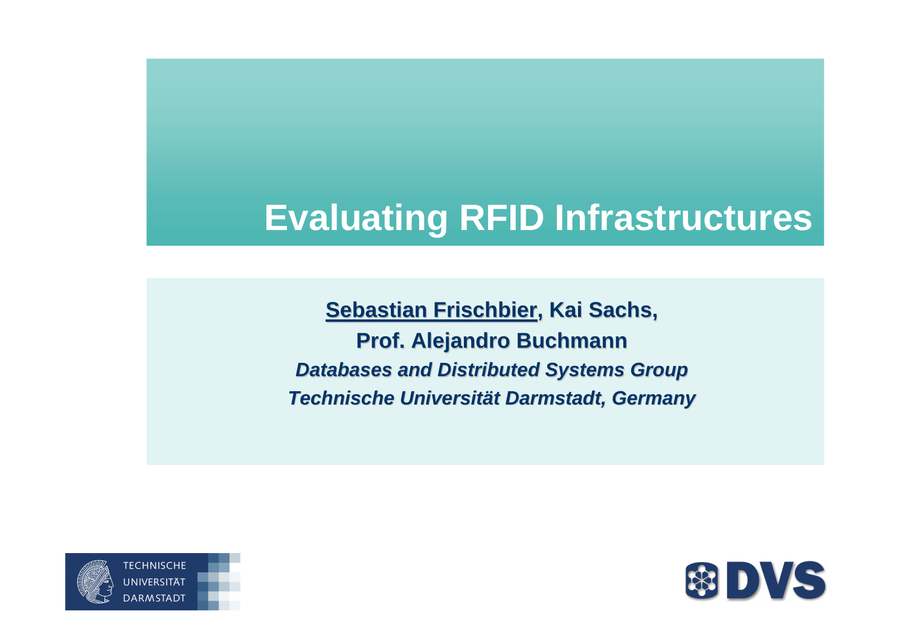# Evaluating RFID Infrastructures

**Sebastian Frischbier, Kai Sachs,**

**Prof. Alejandro Buchmann**

***Databases and Distributed Systems Group***

***Technische Universität Darmstadt, Germany***

TECHNISCHE UNIVERSITÄT DARMSTADT

DVS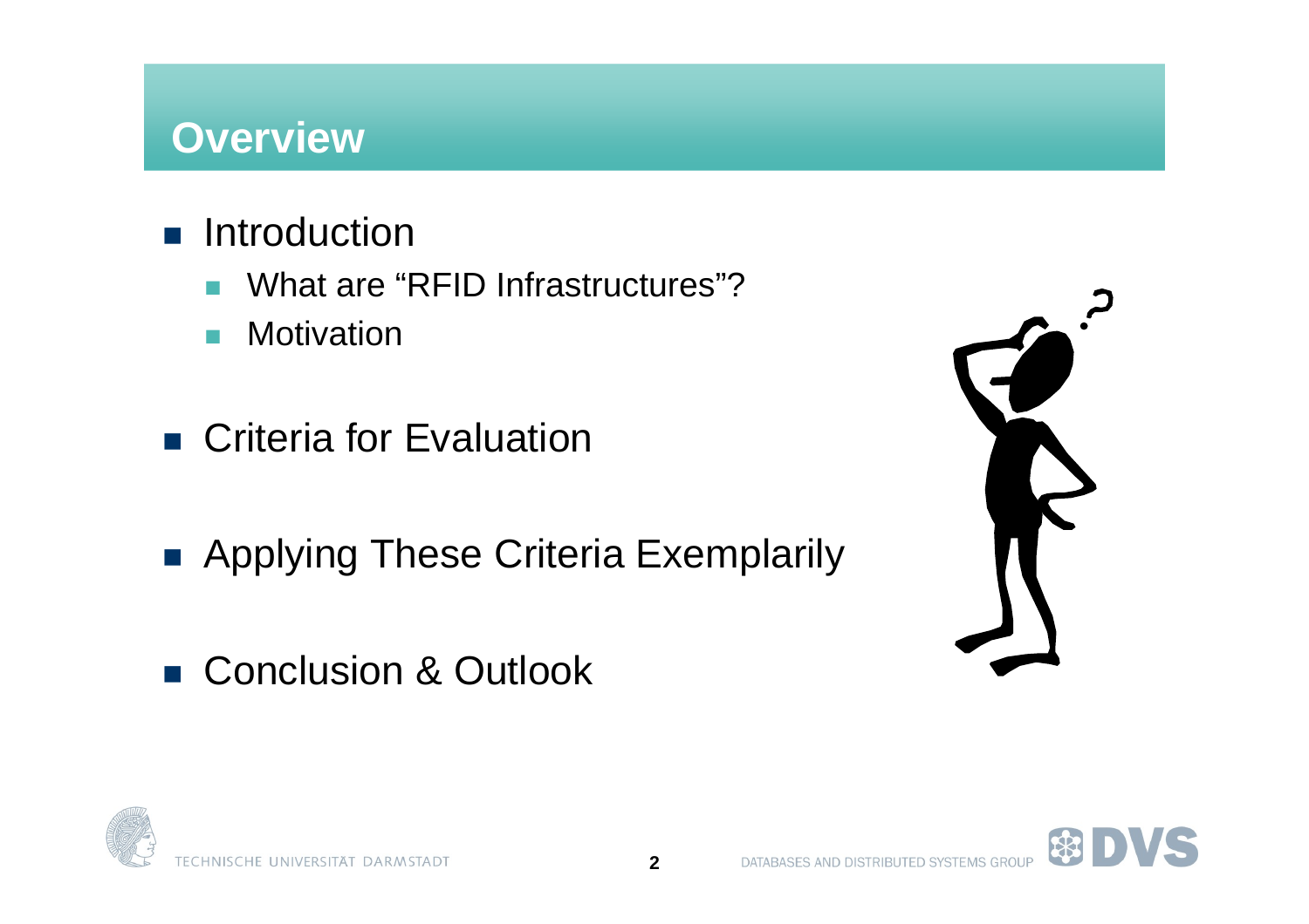## Overview

- Introduction
  - What are “RFID Infrastructures”?
  - Motivation
- Criteria for Evaluation
- Applying These Criteria Exemplarily
- Conclusion & Outlook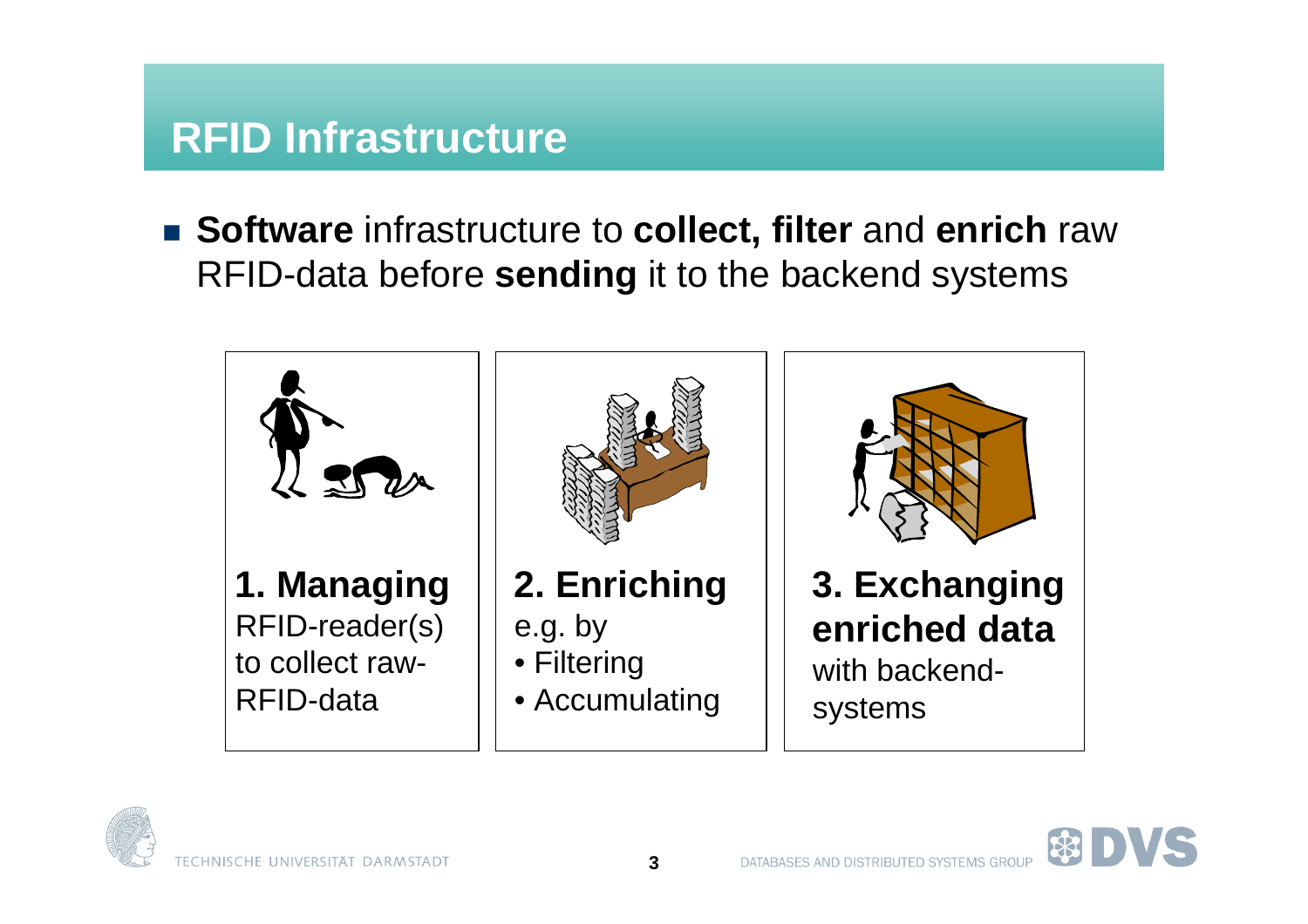# RFID Infrastructure

- **Software** infrastructure to **collect, filter** and **enrich** raw RFID-data before **sending** it to the backend systems

**1. Managing**
RFID-reader(s) to collect raw-RFID-data

**2. Enriching**
e.g. by
- Filtering
- Accumulating

**3. Exchanging enriched data**
with backend-systems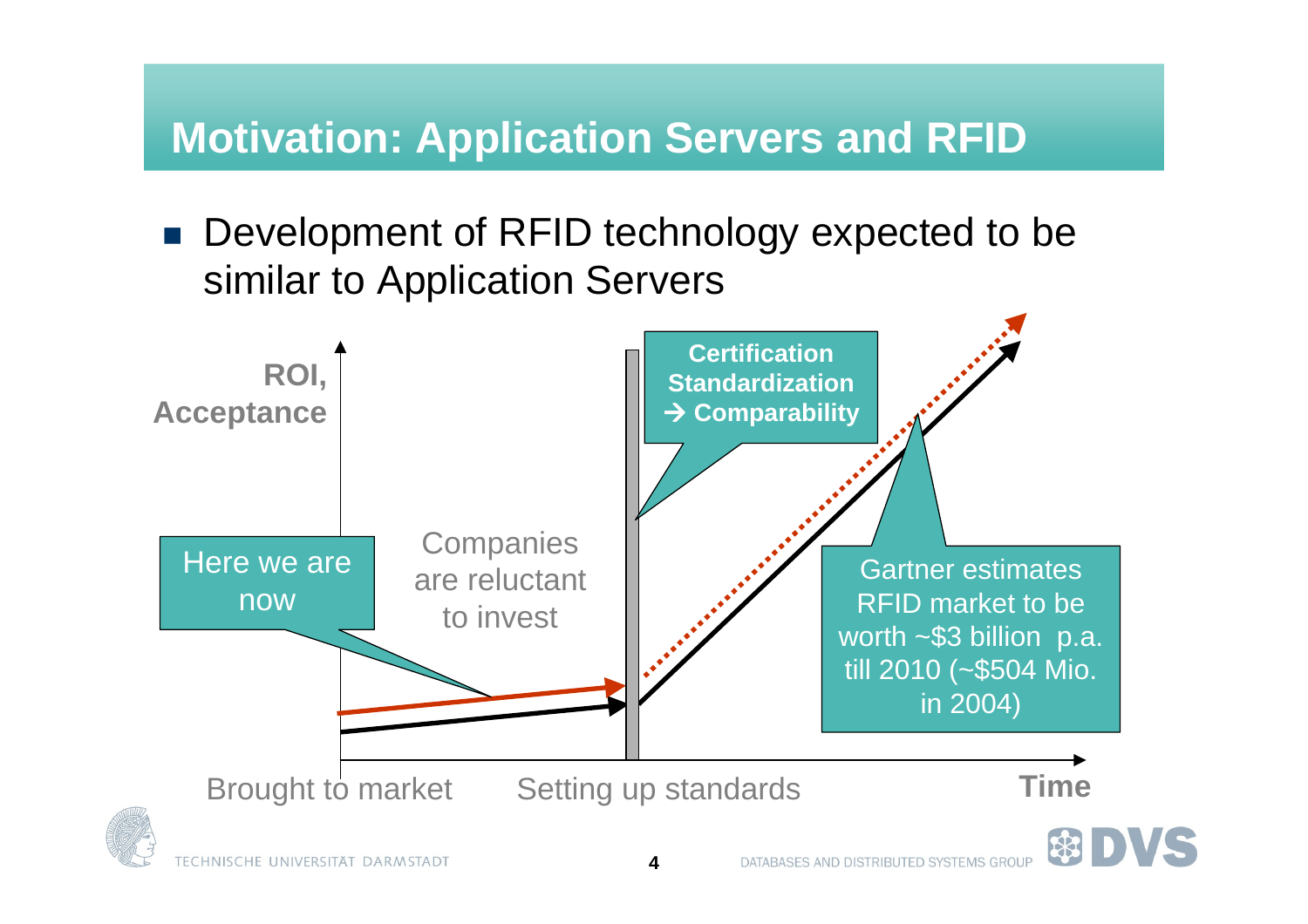# Motivation: Application Servers and RFID

- Development of RFID technology expected to be similar to Application Servers

ROI, Acceptance

Here we are now

Companies are reluctant to invest

**Certification**
**Standardization**
**→ Comparability**

Gartner estimates RFID market to be worth ~$3 billion p.a. till 2010 (~$504 Mio. in 2004)

Brought to market — Setting up standards — **Time**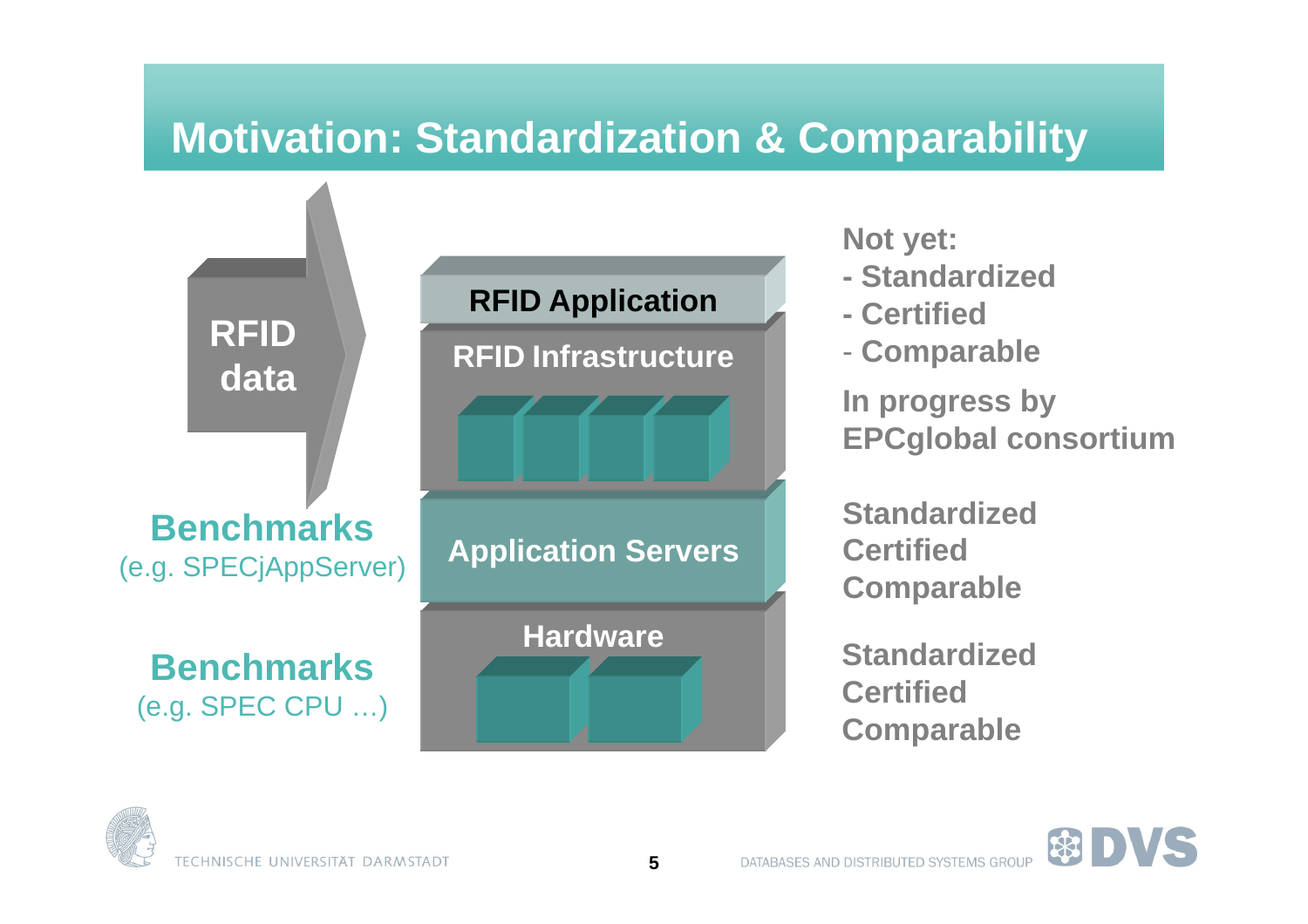# Motivation: Standardization & Comparability

**RFID data**

**RFID Application**

**RFID Infrastructure**

**Not yet:**
- **Standardized**
- **Certified**
- **Comparable**

**In progress by EPCglobal consortium**

**Benchmarks**
(e.g. SPECjAppServer)

**Application Servers**

**Standardized**
**Certified**
**Comparable**

**Benchmarks**
(e.g. SPEC CPU …)

**Hardware**

**Standardized**
**Certified**
**Comparable**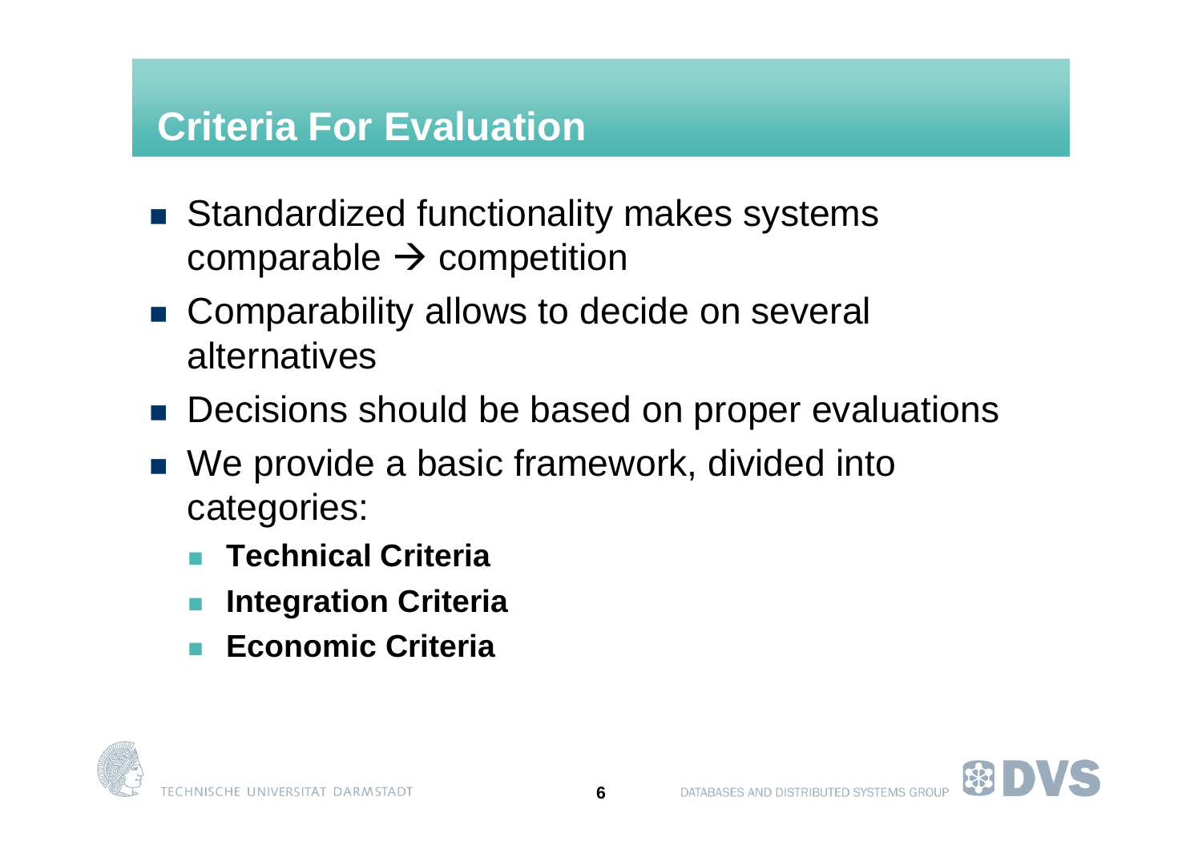# Criteria For Evaluation

- Standardized functionality makes systems comparable → competition
- Comparability allows to decide on several alternatives
- Decisions should be based on proper evaluations
- We provide a basic framework, divided into categories:
  - **Technical Criteria**
  - **Integration Criteria**
  - **Economic Criteria**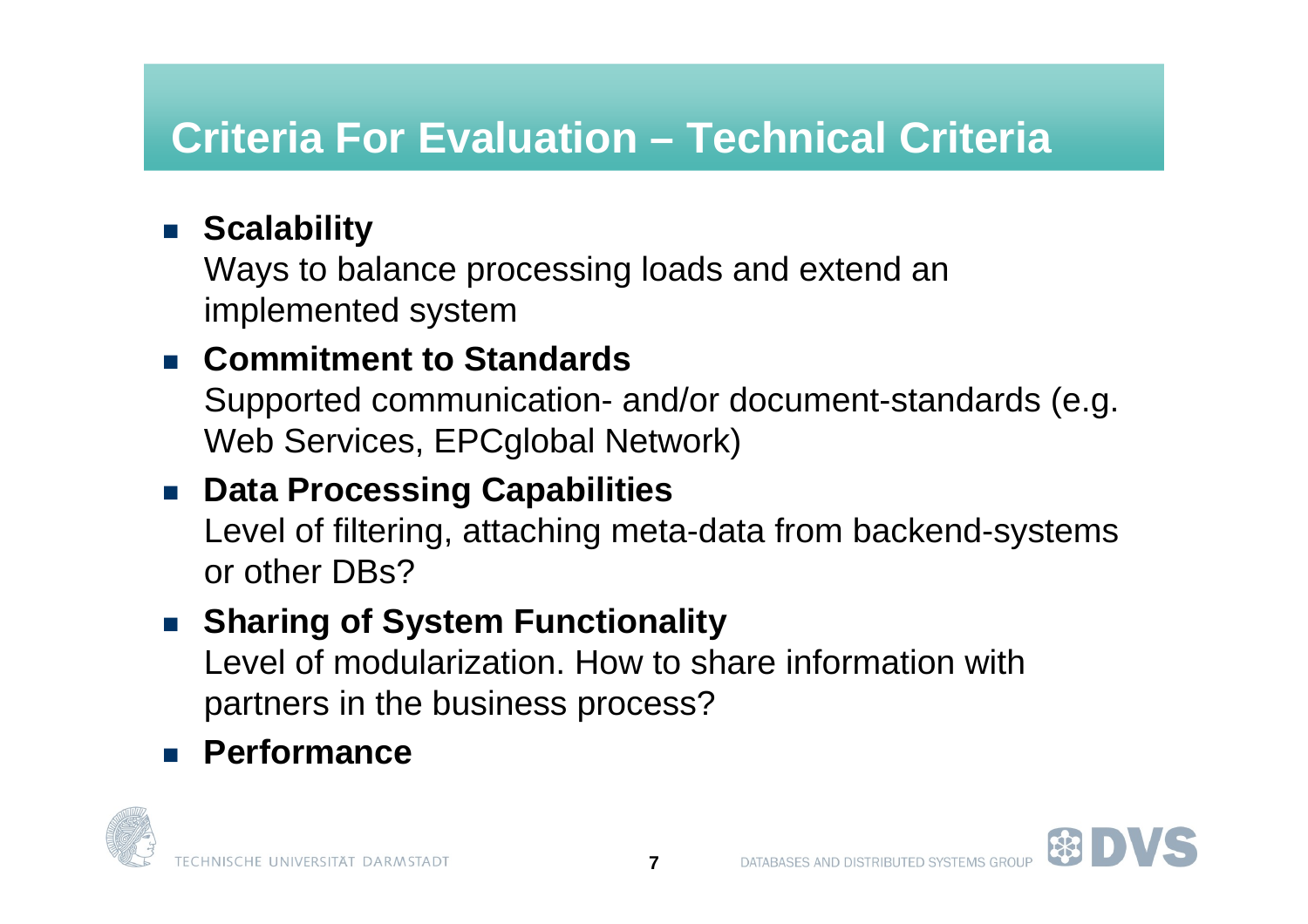# Criteria For Evaluation – Technical Criteria

- **Scalability**

  Ways to balance processing loads and extend an implemented system

- **Commitment to Standards**

  Supported communication- and/or document-standards (e.g. Web Services, EPCglobal Network)

- **Data Processing Capabilities**

  Level of filtering, attaching meta-data from backend-systems or other DBs?

- **Sharing of System Functionality**

  Level of modularization. How to share information with partners in the business process?

- **Performance**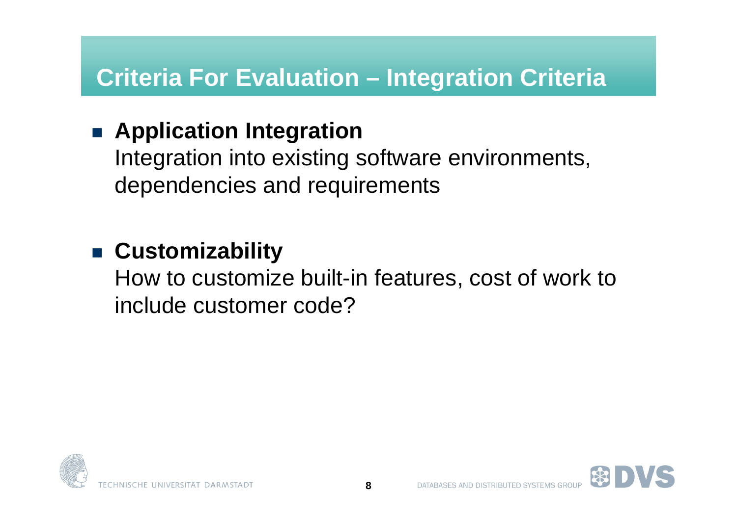# Criteria For Evaluation – Integration Criteria

- **Application Integration**
  Integration into existing software environments, dependencies and requirements

- **Customizability**
  How to customize built-in features, cost of work to include customer code?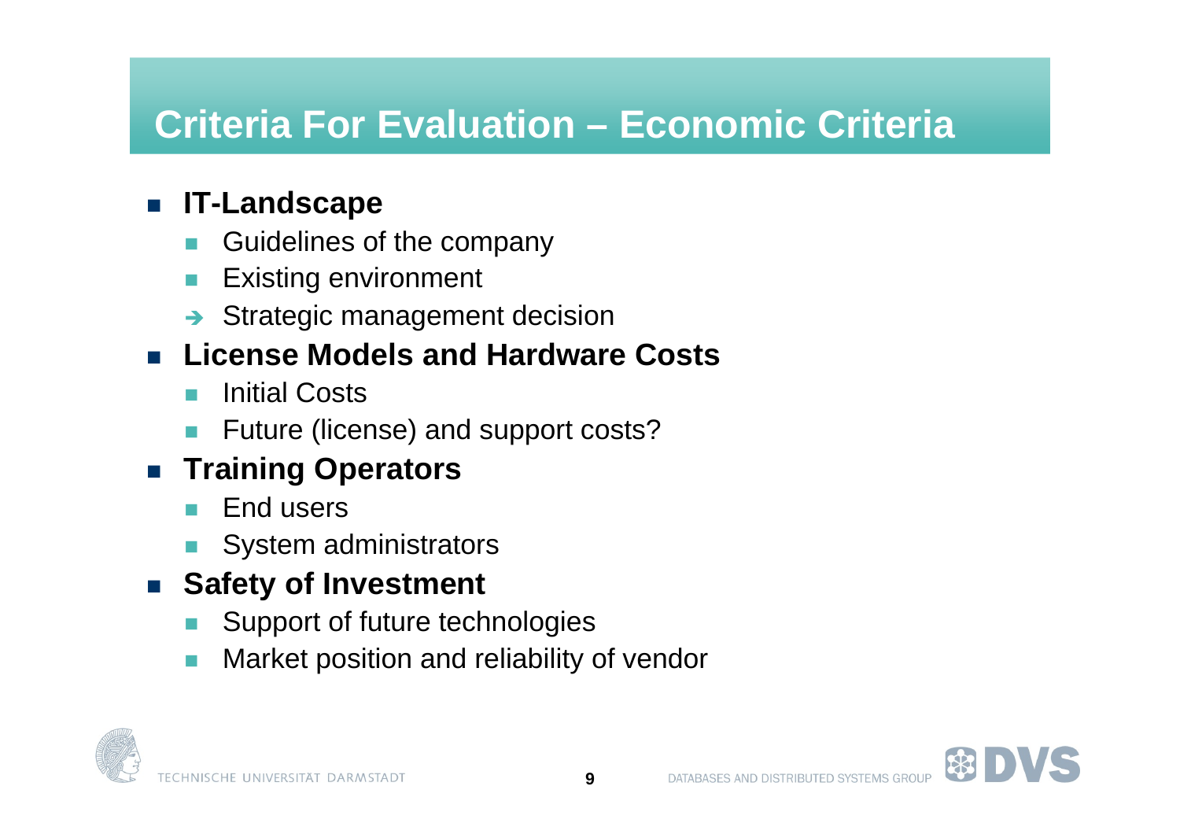# Criteria For Evaluation – Economic Criteria

- **IT-Landscape**
  - Guidelines of the company
  - Existing environment
  - → Strategic management decision
- **License Models and Hardware Costs**
  - Initial Costs
  - Future (license) and support costs?
- **Training Operators**
  - End users
  - System administrators
- **Safety of Investment**
  - Support of future technologies
  - Market position and reliability of vendor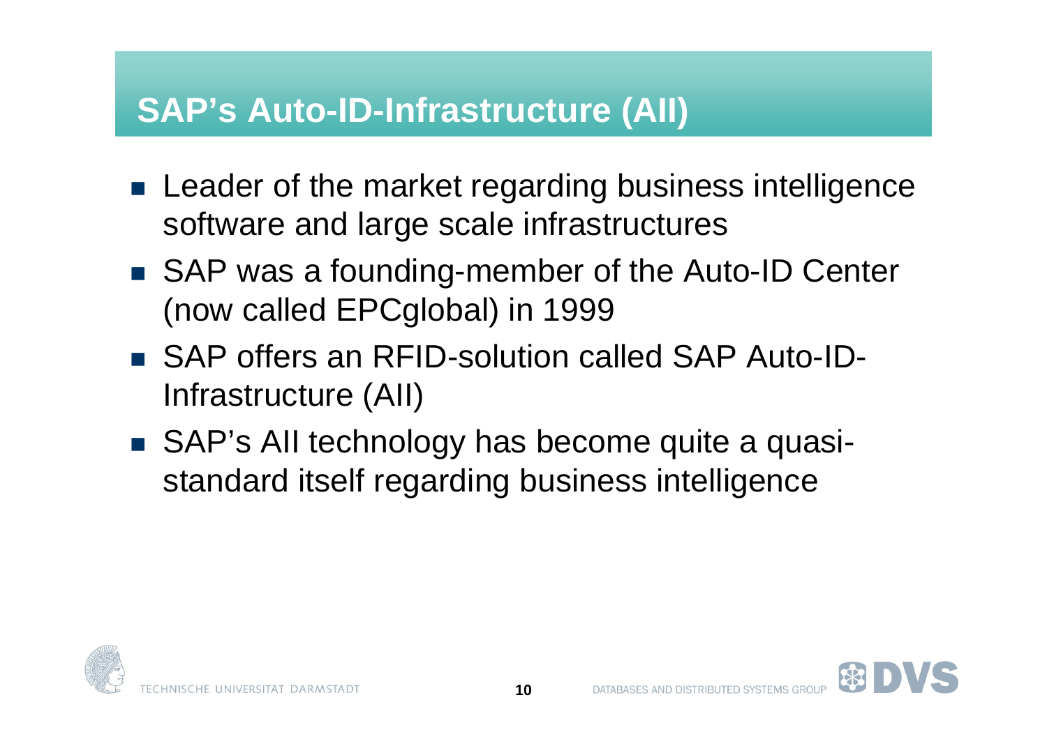# SAP's Auto-ID-Infrastructure (AII)

- Leader of the market regarding business intelligence software and large scale infrastructures
- SAP was a founding-member of the Auto-ID Center (now called EPCglobal) in 1999
- SAP offers an RFID-solution called SAP Auto-ID-Infrastructure (AII)
- SAP's AII technology has become quite a quasi-standard itself regarding business intelligence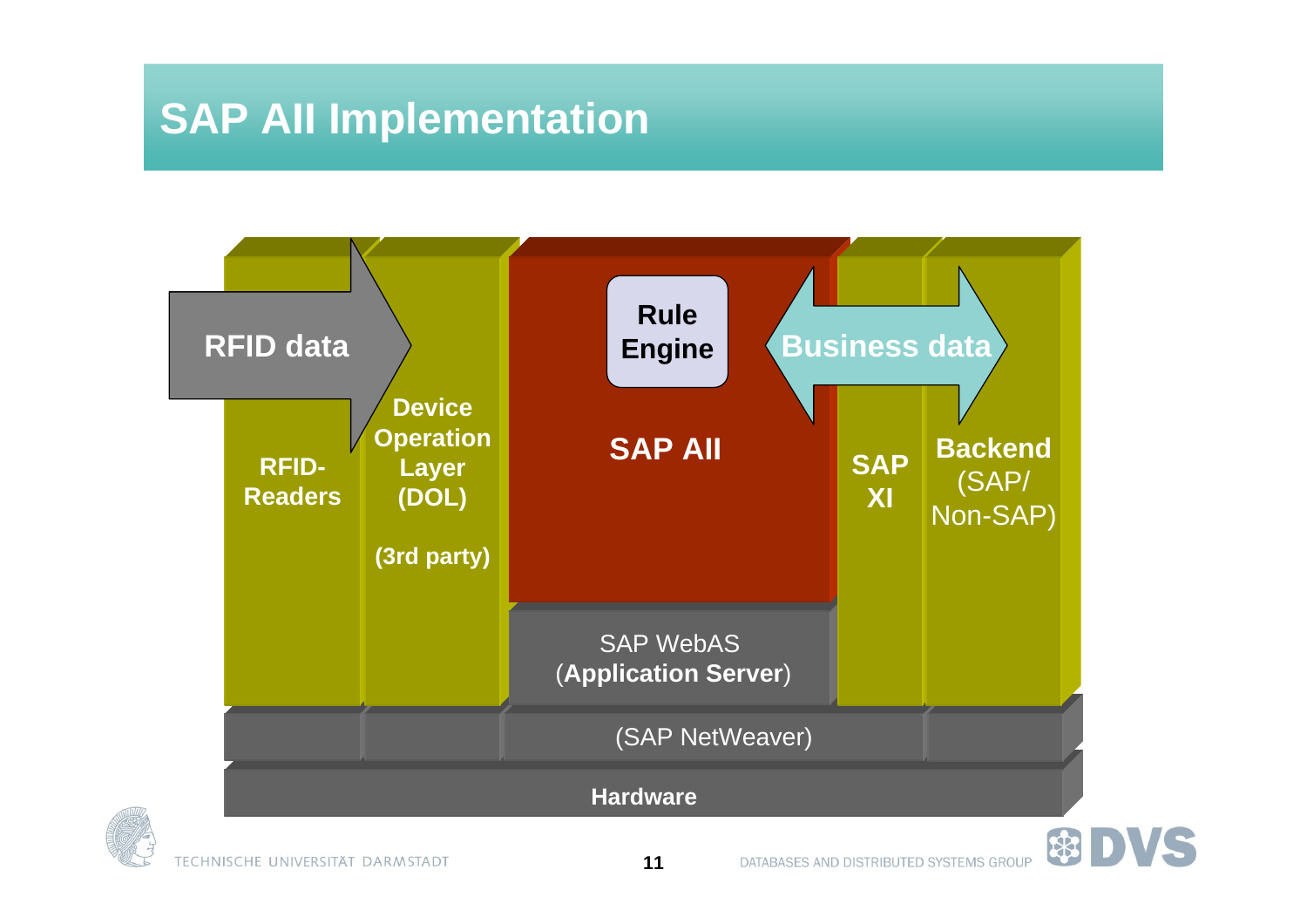# SAP AII Implementation

RFID data

RFID-Readers

Device Operation Layer (DOL)

(3rd party)

Rule Engine

SAP AII

Business data

SAP XI

Backend (SAP/ Non-SAP)

SAP WebAS (**Application Server**)

(SAP NetWeaver)

Hardware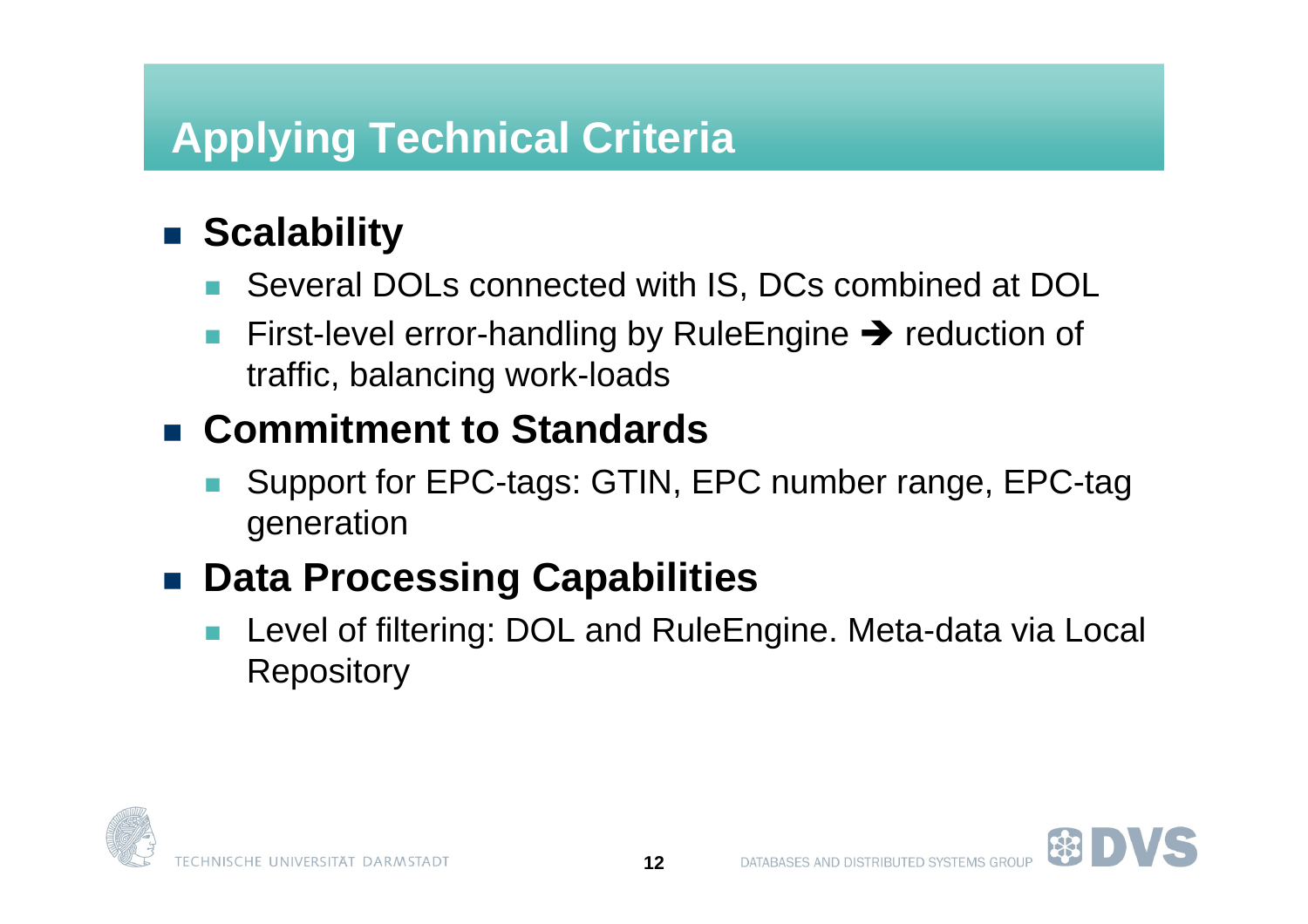# Applying Technical Criteria

- **Scalability**
  - Several DOLs connected with IS, DCs combined at DOL
  - First-level error-handling by RuleEngine ➔ reduction of traffic, balancing work-loads
- **Commitment to Standards**
  - Support for EPC-tags: GTIN, EPC number range, EPC-tag generation
- **Data Processing Capabilities**
  - Level of filtering: DOL and RuleEngine. Meta-data via Local Repository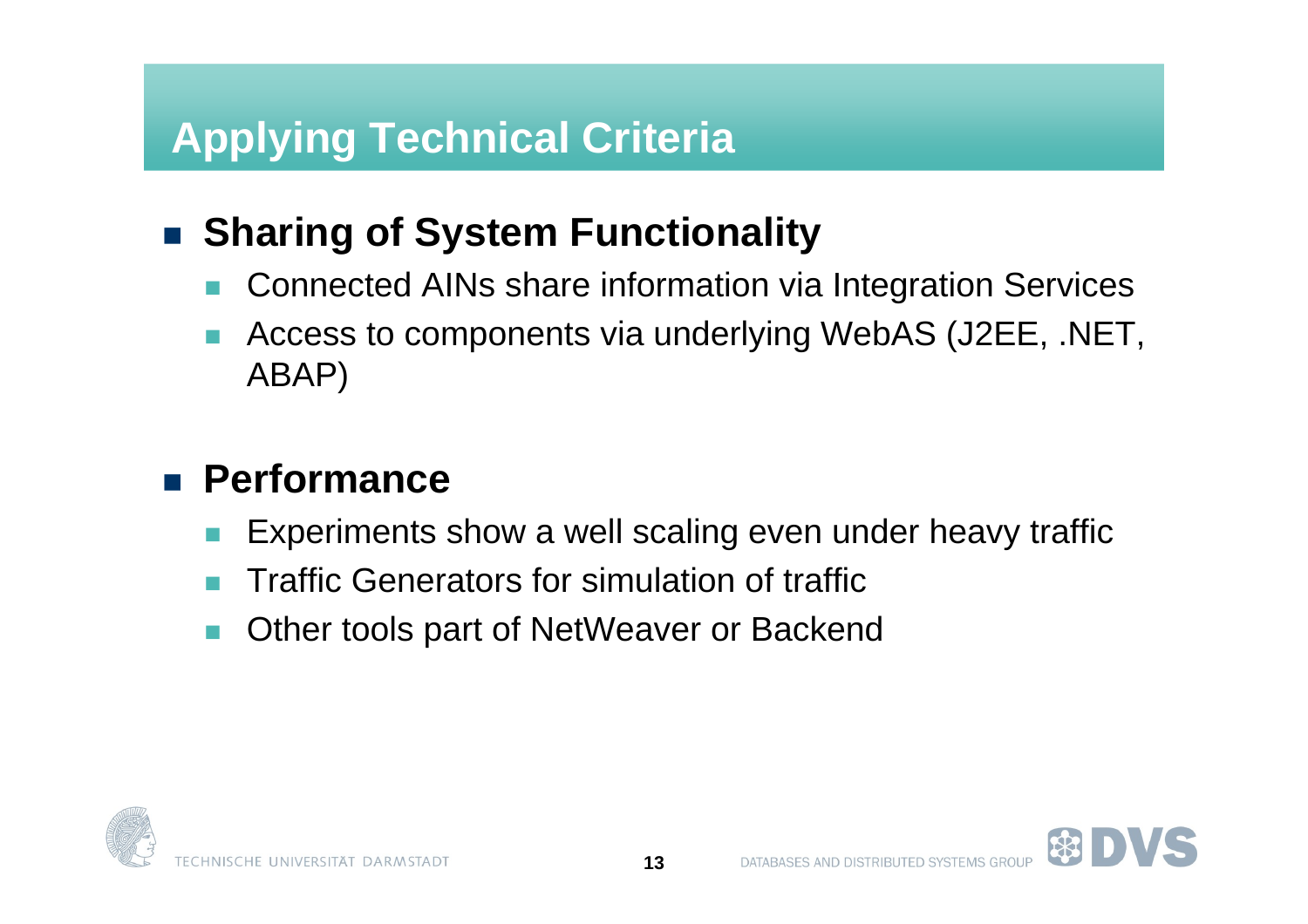# Applying Technical Criteria

- **Sharing of System Functionality**
  - Connected AINs share information via Integration Services
  - Access to components via underlying WebAS (J2EE, .NET, ABAP)

- **Performance**
  - Experiments show a well scaling even under heavy traffic
  - Traffic Generators for simulation of traffic
  - Other tools part of NetWeaver or Backend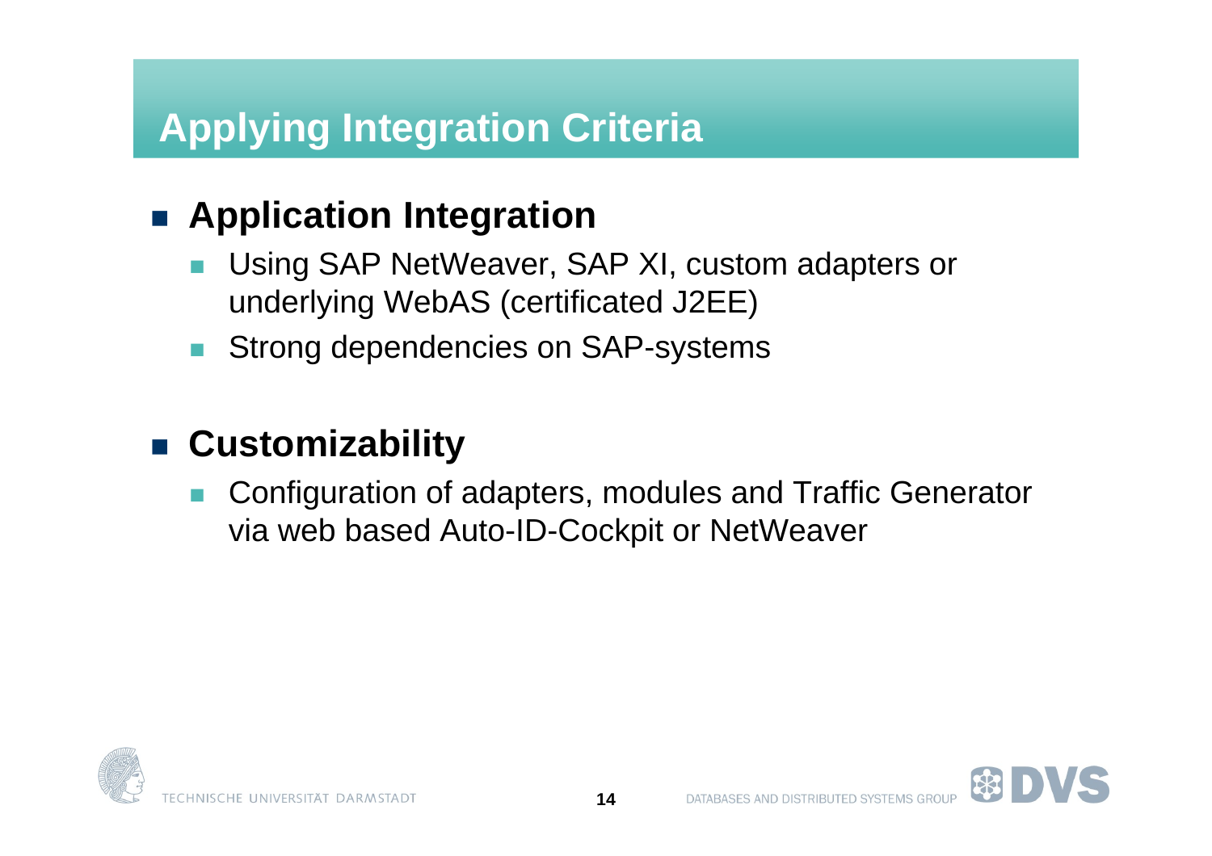# Applying Integration Criteria

- **Application Integration**
  - Using SAP NetWeaver, SAP XI, custom adapters or underlying WebAS (certificated J2EE)
  - Strong dependencies on SAP-systems

- **Customizability**
  - Configuration of adapters, modules and Traffic Generator via web based Auto-ID-Cockpit or NetWeaver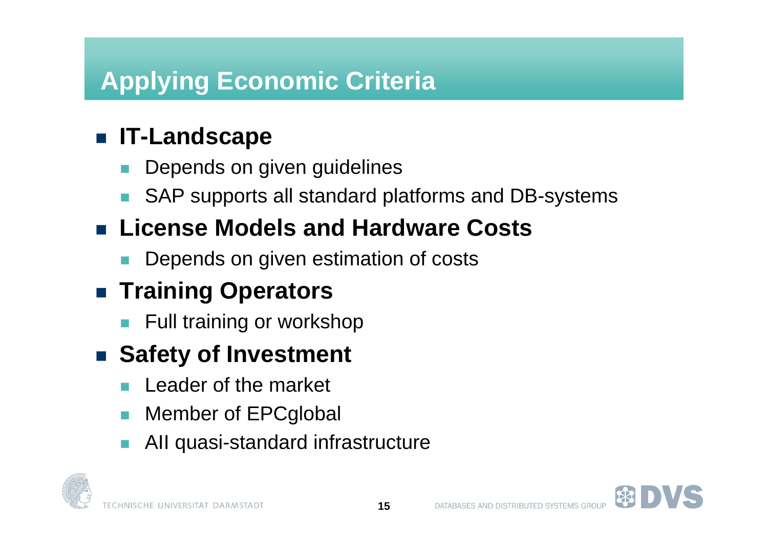# Applying Economic Criteria

- **IT-Landscape**
  - Depends on given guidelines
  - SAP supports all standard platforms and DB-systems
- **License Models and Hardware Costs**
  - Depends on given estimation of costs
- **Training Operators**
  - Full training or workshop
- **Safety of Investment**
  - Leader of the market
  - Member of EPCglobal
  - AII quasi-standard infrastructure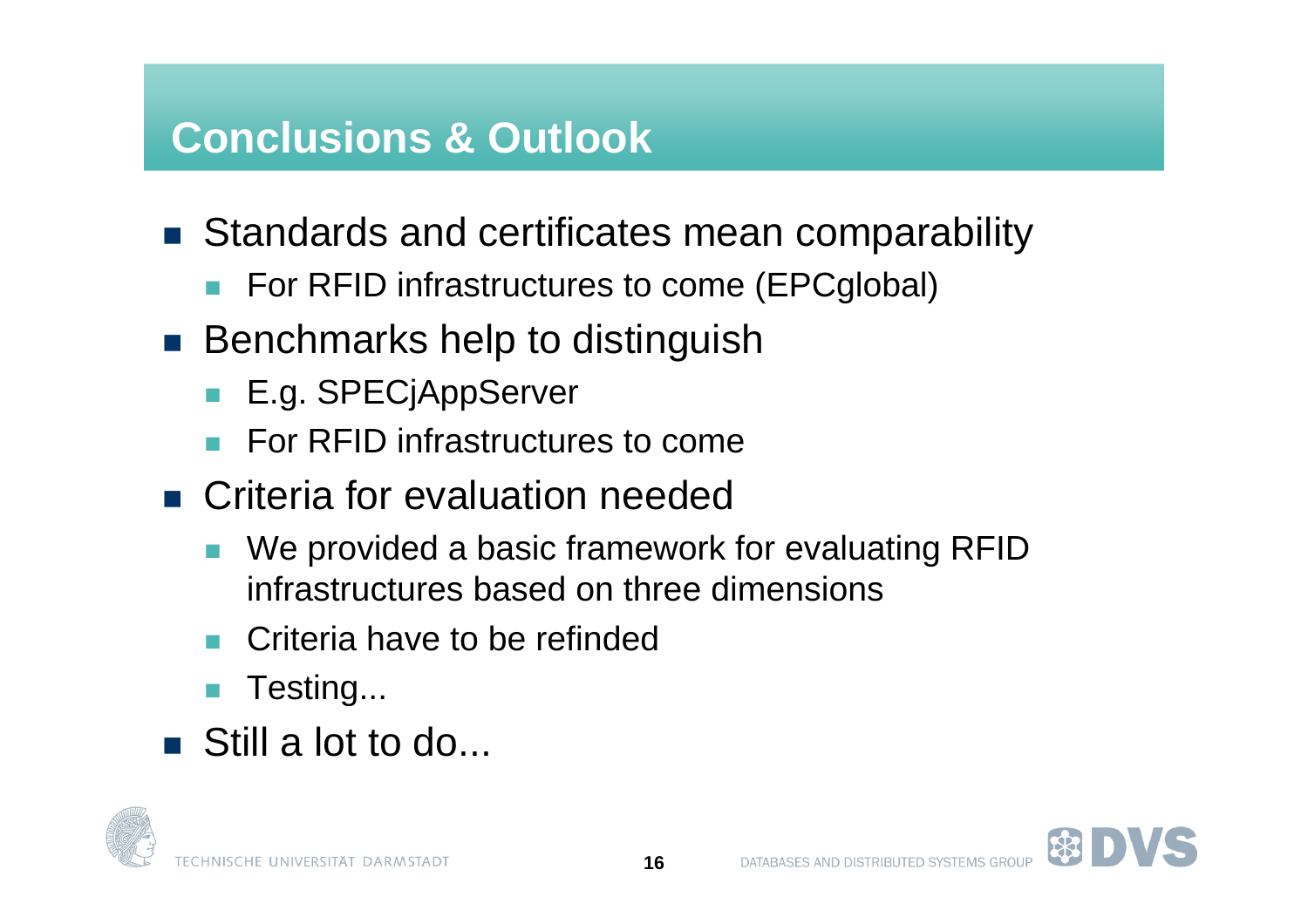# Conclusions & Outlook

- Standards and certificates mean comparability
  - For RFID infrastructures to come (EPCglobal)
- Benchmarks help to distinguish
  - E.g. SPECjAppServer
  - For RFID infrastructures to come
- Criteria for evaluation needed
  - We provided a basic framework for evaluating RFID infrastructures based on three dimensions
  - Criteria have to be refinded
  - Testing...
- Still a lot to do...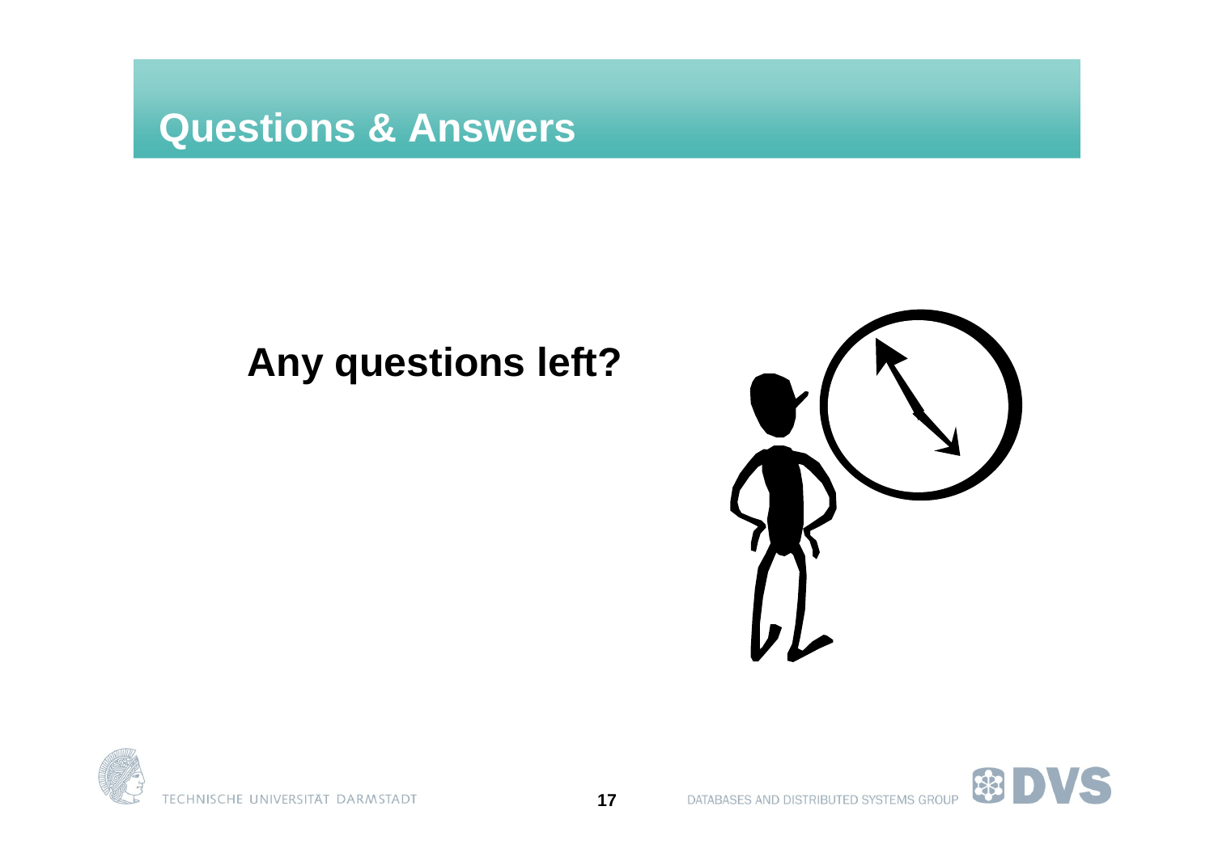# Questions & Answers

**Any questions left?**